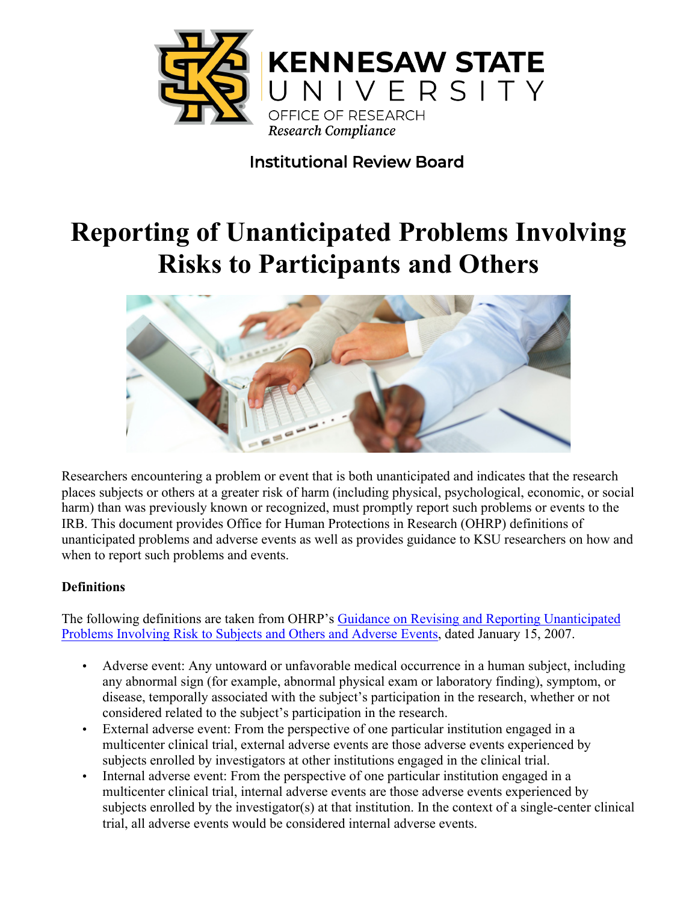KENNESAW STATE UNIVERSITY
OFFICE OF RESEARCH
*Research Compliance*

Institutional Review Board

# Reporting of Unanticipated Problems Involving Risks to Participants and Others

Researchers encountering a problem or event that is both unanticipated and indicates that the research places subjects or others at a greater risk of harm (including physical, psychological, economic, or social harm) than was previously known or recognized, must promptly report such problems or events to the IRB. This document provides Office for Human Protections in Research (OHRP) definitions of unanticipated problems and adverse events as well as provides guidance to KSU researchers on how and when to report such problems and events.

**Definitions**

The following definitions are taken from OHRP's Guidance on Revising and Reporting Unanticipated Problems Involving Risk to Subjects and Others and Adverse Events, dated January 15, 2007.

- Adverse event: Any untoward or unfavorable medical occurrence in a human subject, including any abnormal sign (for example, abnormal physical exam or laboratory finding), symptom, or disease, temporally associated with the subject's participation in the research, whether or not considered related to the subject's participation in the research.
- External adverse event: From the perspective of one particular institution engaged in a multicenter clinical trial, external adverse events are those adverse events experienced by subjects enrolled by investigators at other institutions engaged in the clinical trial.
- Internal adverse event: From the perspective of one particular institution engaged in a multicenter clinical trial, internal adverse events are those adverse events experienced by subjects enrolled by the investigator(s) at that institution. In the context of a single-center clinical trial, all adverse events would be considered internal adverse events.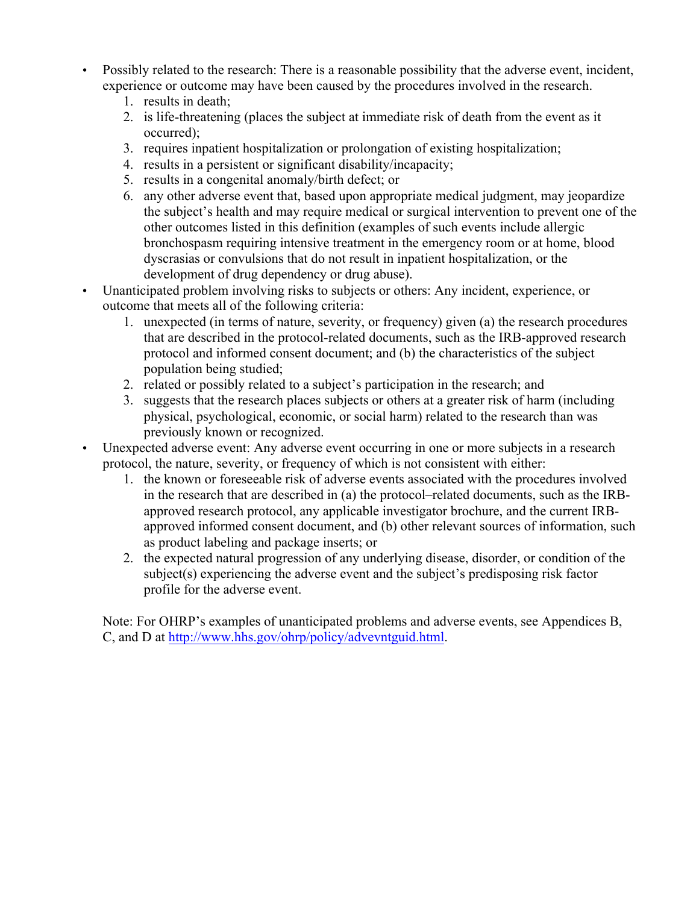- Possibly related to the research: There is a reasonable possibility that the adverse event, incident, experience or outcome may have been caused by the procedures involved in the research.
    1. results in death;
    2. is life-threatening (places the subject at immediate risk of death from the event as it occurred);
    3. requires inpatient hospitalization or prolongation of existing hospitalization;
    4. results in a persistent or significant disability/incapacity;
    5. results in a congenital anomaly/birth defect; or
    6. any other adverse event that, based upon appropriate medical judgment, may jeopardize the subject's health and may require medical or surgical intervention to prevent one of the other outcomes listed in this definition (examples of such events include allergic bronchospasm requiring intensive treatment in the emergency room or at home, blood dyscrasias or convulsions that do not result in inpatient hospitalization, or the development of drug dependency or drug abuse).
- Unanticipated problem involving risks to subjects or others: Any incident, experience, or outcome that meets all of the following criteria:
    1. unexpected (in terms of nature, severity, or frequency) given (a) the research procedures that are described in the protocol-related documents, such as the IRB-approved research protocol and informed consent document; and (b) the characteristics of the subject population being studied;
    2. related or possibly related to a subject's participation in the research; and
    3. suggests that the research places subjects or others at a greater risk of harm (including physical, psychological, economic, or social harm) related to the research than was previously known or recognized.
- Unexpected adverse event: Any adverse event occurring in one or more subjects in a research protocol, the nature, severity, or frequency of which is not consistent with either:
    1. the known or foreseeable risk of adverse events associated with the procedures involved in the research that are described in (a) the protocol–related documents, such as the IRB-approved research protocol, any applicable investigator brochure, and the current IRB-approved informed consent document, and (b) other relevant sources of information, such as product labeling and package inserts; or
    2. the expected natural progression of any underlying disease, disorder, or condition of the subject(s) experiencing the adverse event and the subject's predisposing risk factor profile for the adverse event.

Note: For OHRP's examples of unanticipated problems and adverse events, see Appendices B, C, and D at [http://www.hhs.gov/ohrp/policy/advevntguid.html](http://www.hhs.gov/ohrp/policy/advevntguid.html).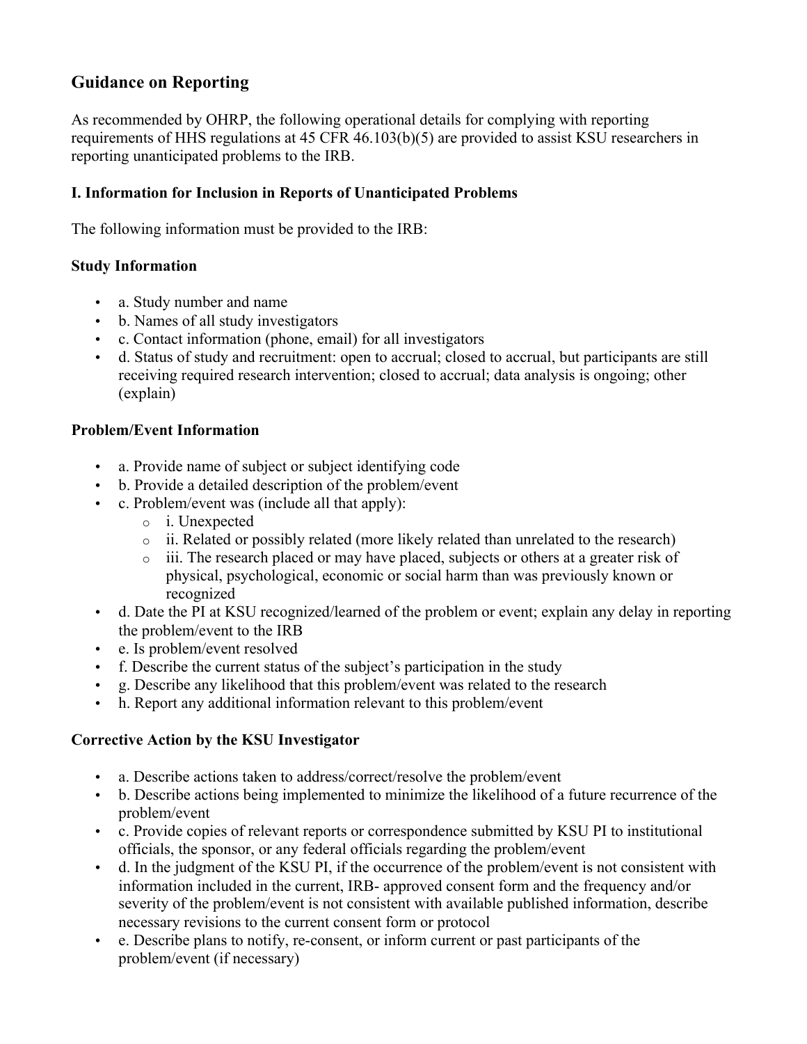## Guidance on Reporting

As recommended by OHRP, the following operational details for complying with reporting requirements of HHS regulations at 45 CFR 46.103(b)(5) are provided to assist KSU researchers in reporting unanticipated problems to the IRB.

### I. Information for Inclusion in Reports of Unanticipated Problems

The following information must be provided to the IRB:

#### Study Information

- a. Study number and name
- b. Names of all study investigators
- c. Contact information (phone, email) for all investigators
- d. Status of study and recruitment: open to accrual; closed to accrual, but participants are still receiving required research intervention; closed to accrual; data analysis is ongoing; other (explain)

#### Problem/Event Information

- a. Provide name of subject or subject identifying code
- b. Provide a detailed description of the problem/event
- c. Problem/event was (include all that apply):
  - i. Unexpected
  - ii. Related or possibly related (more likely related than unrelated to the research)
  - iii. The research placed or may have placed, subjects or others at a greater risk of physical, psychological, economic or social harm than was previously known or recognized
- d. Date the PI at KSU recognized/learned of the problem or event; explain any delay in reporting the problem/event to the IRB
- e. Is problem/event resolved
- f. Describe the current status of the subject's participation in the study
- g. Describe any likelihood that this problem/event was related to the research
- h. Report any additional information relevant to this problem/event

#### Corrective Action by the KSU Investigator

- a. Describe actions taken to address/correct/resolve the problem/event
- b. Describe actions being implemented to minimize the likelihood of a future recurrence of the problem/event
- c. Provide copies of relevant reports or correspondence submitted by KSU PI to institutional officials, the sponsor, or any federal officials regarding the problem/event
- d. In the judgment of the KSU PI, if the occurrence of the problem/event is not consistent with information included in the current, IRB- approved consent form and the frequency and/or severity of the problem/event is not consistent with available published information, describe necessary revisions to the current consent form or protocol
- e. Describe plans to notify, re-consent, or inform current or past participants of the problem/event (if necessary)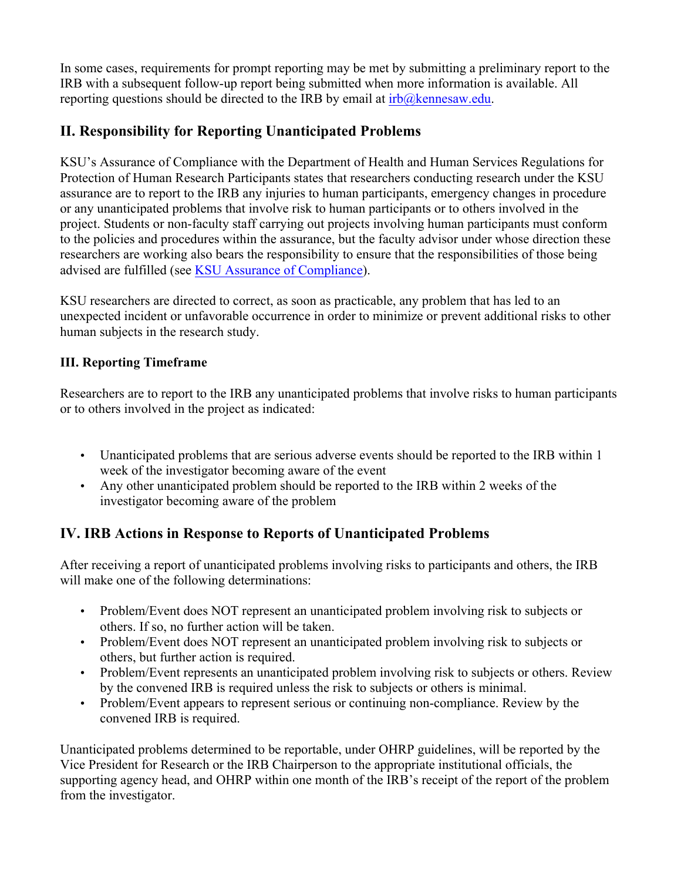In some cases, requirements for prompt reporting may be met by submitting a preliminary report to the IRB with a subsequent follow-up report being submitted when more information is available. All reporting questions should be directed to the IRB by email at [irb@kennesaw.edu](mailto:irb@kennesaw.edu).

## II. Responsibility for Reporting Unanticipated Problems

KSU's Assurance of Compliance with the Department of Health and Human Services Regulations for Protection of Human Research Participants states that researchers conducting research under the KSU assurance are to report to the IRB any injuries to human participants, emergency changes in procedure or any unanticipated problems that involve risk to human participants or to others involved in the project. Students or non-faculty staff carrying out projects involving human participants must conform to the policies and procedures within the assurance, but the faculty advisor under whose direction these researchers are working also bears the responsibility to ensure that the responsibilities of those being advised are fulfilled (see KSU Assurance of Compliance).

KSU researchers are directed to correct, as soon as practicable, any problem that has led to an unexpected incident or unfavorable occurrence in order to minimize or prevent additional risks to other human subjects in the research study.

### III. Reporting Timeframe

Researchers are to report to the IRB any unanticipated problems that involve risks to human participants or to others involved in the project as indicated:

- Unanticipated problems that are serious adverse events should be reported to the IRB within 1 week of the investigator becoming aware of the event
- Any other unanticipated problem should be reported to the IRB within 2 weeks of the investigator becoming aware of the problem

## IV. IRB Actions in Response to Reports of Unanticipated Problems

After receiving a report of unanticipated problems involving risks to participants and others, the IRB will make one of the following determinations:

- Problem/Event does NOT represent an unanticipated problem involving risk to subjects or others. If so, no further action will be taken.
- Problem/Event does NOT represent an unanticipated problem involving risk to subjects or others, but further action is required.
- Problem/Event represents an unanticipated problem involving risk to subjects or others. Review by the convened IRB is required unless the risk to subjects or others is minimal.
- Problem/Event appears to represent serious or continuing non-compliance. Review by the convened IRB is required.

Unanticipated problems determined to be reportable, under OHRP guidelines, will be reported by the Vice President for Research or the IRB Chairperson to the appropriate institutional officials, the supporting agency head, and OHRP within one month of the IRB's receipt of the report of the problem from the investigator.